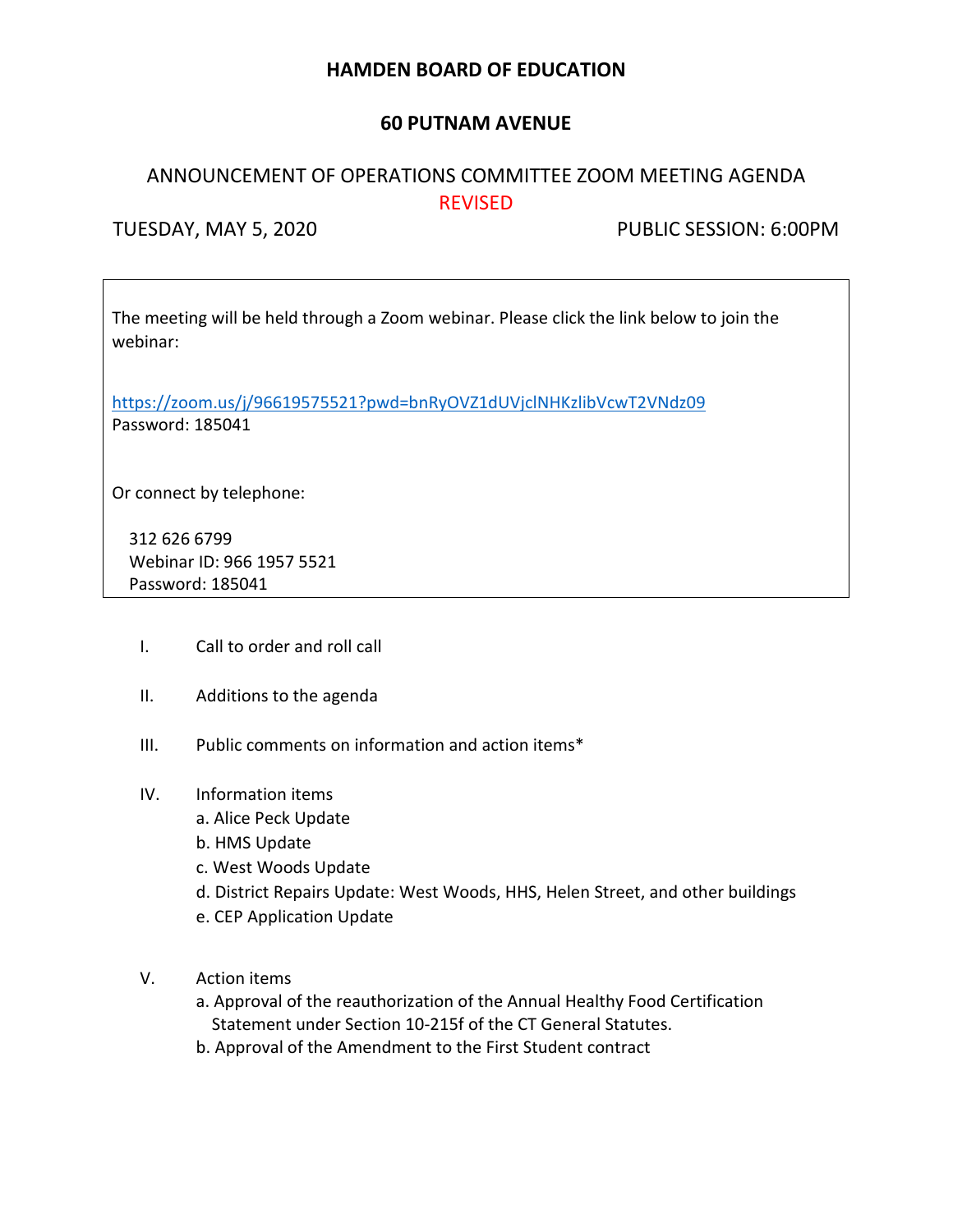# HAMDEN BOARD OF EDUCATION

## 60 PUTNAM AVENUE

ANNOUNCEMENT OF OPERATIONS COMMITTEE ZOOM MEETING AGENDA

REVISED

TUESDAY, MAY 5, 2020 PUBLIC SESSION: 6:00PM

The meeting will be held through a Zoom webinar. Please click the link below to join the webinar:

https://zoom.us/j/96619575521?pwd=bnRyOVZ1dUVjclNHKzlibVcwT2VNdz09
Password: 185041

Or connect by telephone:

312 626 6799
Webinar ID: 966 1957 5521
Password: 185041

I. Call to order and roll call

II. Additions to the agenda

III. Public comments on information and action items*

IV. Information items
   a. Alice Peck Update
   b. HMS Update
   c. West Woods Update
   d. District Repairs Update: West Woods, HHS, Helen Street, and other buildings
   e. CEP Application Update

V. Action items
   a. Approval of the reauthorization of the Annual Healthy Food Certification Statement under Section 10-215f of the CT General Statutes.
   b. Approval of the Amendment to the First Student contract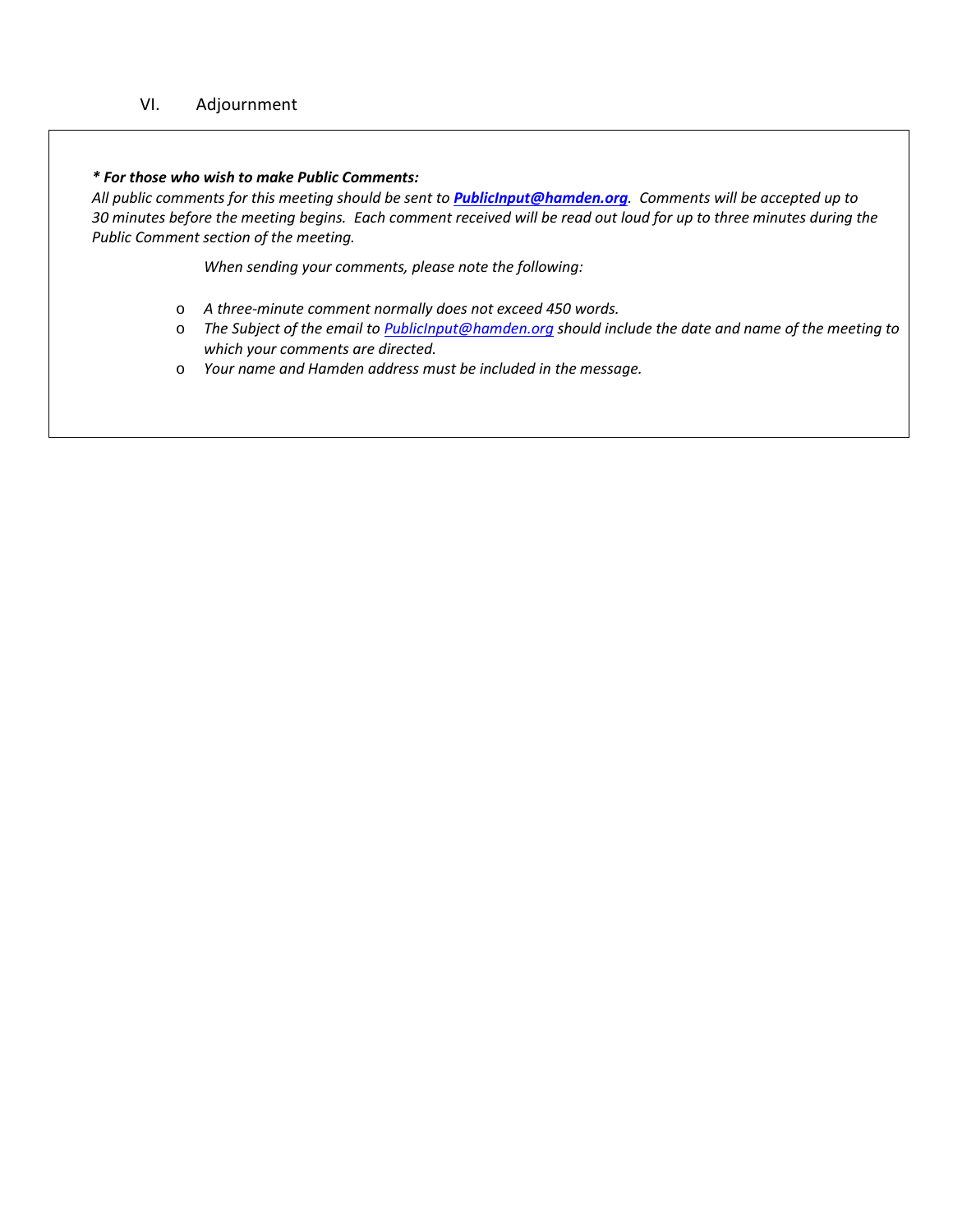VI. Adjournment

***\* For those who wish to make Public Comments:***

*All public comments for this meeting should be sent to* ***[PublicInput@hamden.org](mailto:PublicInput@hamden.org)****. Comments will be accepted up to 30 minutes before the meeting begins. Each comment received will be read out loud for up to three minutes during the Public Comment section of the meeting.*

*When sending your comments, please note the following:*

- *A three-minute comment normally does not exceed 450 words.*
- *The Subject of the email to [PublicInput@hamden.org](mailto:PublicInput@hamden.org) should include the date and name of the meeting to which your comments are directed.*
- *Your name and Hamden address must be included in the message.*